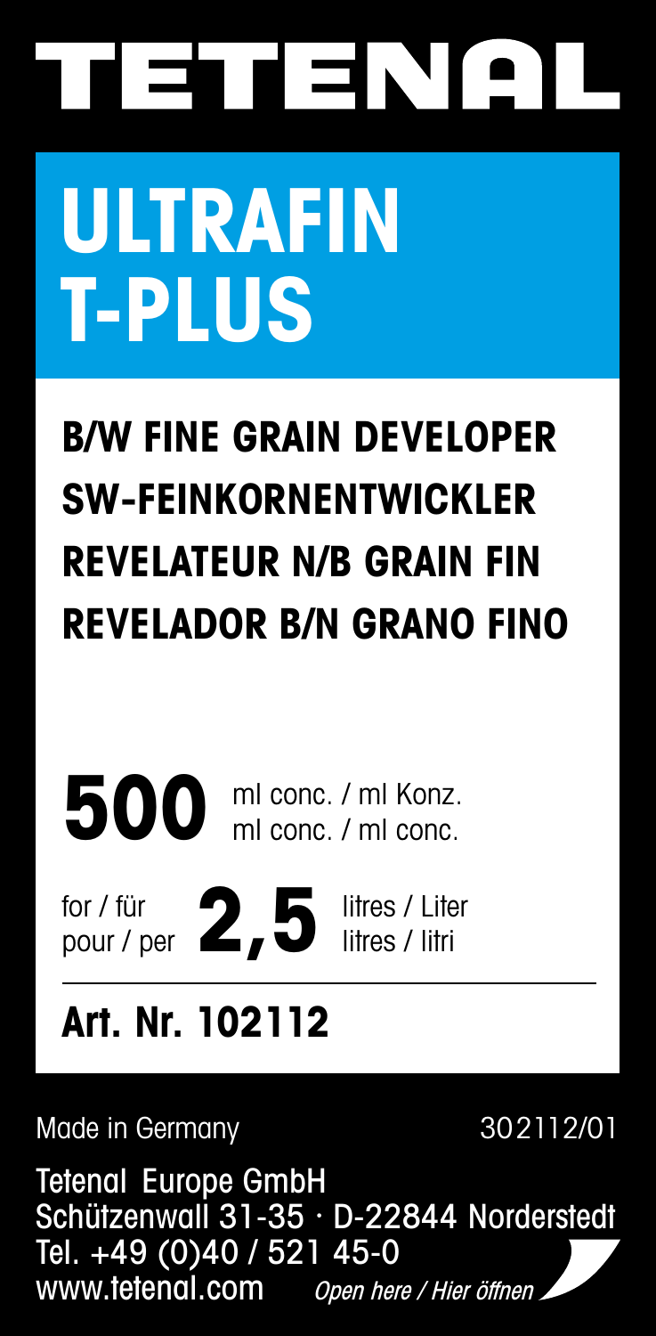# TETENAL

# ULTRAFIN T-PLUS

## B/W FINE GRAIN DEVELOPER
## SW-FEINKORNENTWICKLER
## REVELATEUR N/B GRAIN FIN
## REVELADOR B/N GRANO FINO

**500** ml conc. / ml Konz.
ml conc. / ml conc.

for / für
pour / per **2,5** litres / Liter
litres / litri

---

**Art. Nr. 102112**

Made in Germany

302112/01

Tetenal Europe GmbH
Schützenwall 31-35 · D-22844 Norderstedt
Tel. +49 (0)40 / 521 45-0
www.tetenal.com

*Open here / Hier öffnen*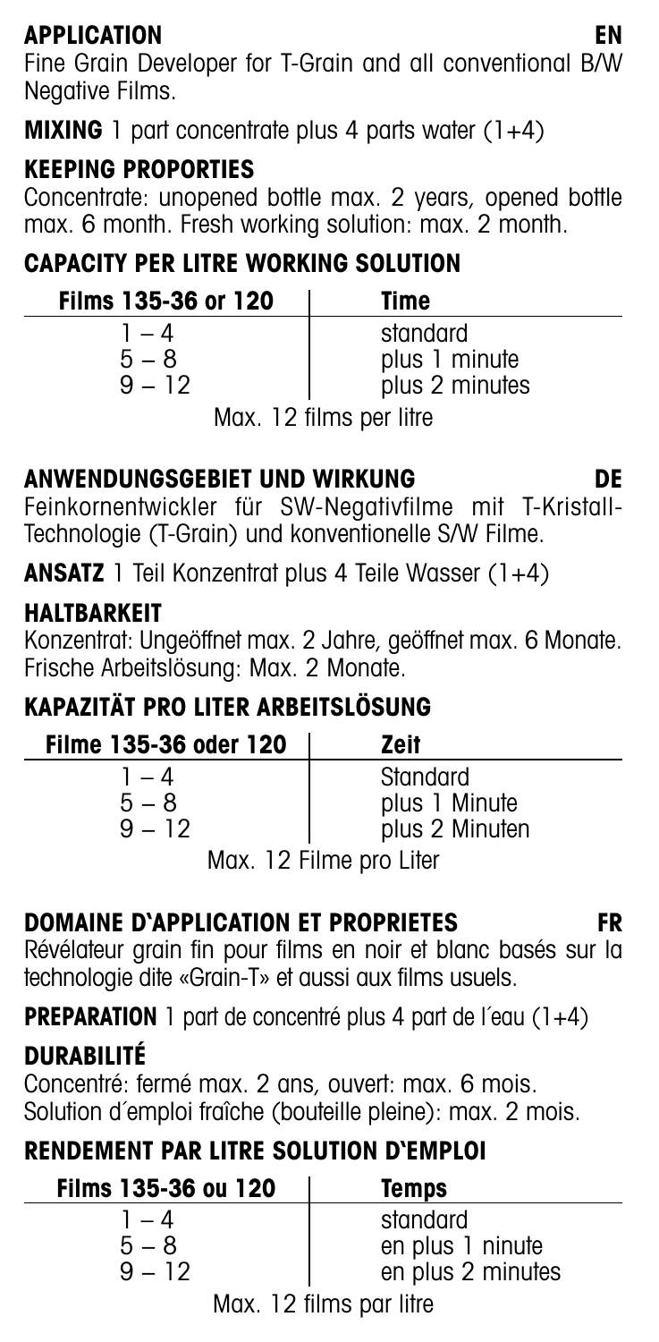## APPLICATION EN

Fine Grain Developer for T-Grain and all conventional B/W Negative Films.

**MIXING** 1 part concentrate plus 4 parts water (1+4)

### KEEPING PROPORTIES

Concentrate: unopened bottle max. 2 years, opened bottle max. 6 month. Fresh working solution: max. 2 month.

### CAPACITY PER LITRE WORKING SOLUTION

| Films 135-36 or 120 | Time |
|---|---|
| 1 – 4 | standard |
| 5 – 8 | plus 1 minute |
| 9 – 12 | plus 2 minutes |

Max. 12 films per litre

## ANWENDUNGSGEBIET UND WIRKUNG DE

Feinkornentwickler für SW-Negativfilme mit T-Kristall-Technologie (T-Grain) und konventionelle S/W Filme.

**ANSATZ** 1 Teil Konzentrat plus 4 Teile Wasser (1+4)

### HALTBARKEIT

Konzentrat: Ungeöffnet max. 2 Jahre, geöffnet max. 6 Monate. Frische Arbeitslösung: Max. 2 Monate.

### KAPAZITÄT PRO LITER ARBEITSLÖSUNG

| Filme 135-36 oder 120 | Zeit |
|---|---|
| 1 – 4 | Standard |
| 5 – 8 | plus 1 Minute |
| 9 – 12 | plus 2 Minuten |

Max. 12 Filme pro Liter

## DOMAINE D'APPLICATION ET PROPRIETES FR

Révélateur grain fin pour films en noir et blanc basés sur la technologie dite «Grain-T» et aussi aux films usuels.

**PREPARATION** 1 part de concentré plus 4 part de l´eau (1+4)

### DURABILITÉ

Concentré: fermé max. 2 ans, ouvert: max. 6 mois.
Solution d´emploi fraîche (bouteille pleine): max. 2 mois.

### RENDEMENT PAR LITRE SOLUTION D'EMPLOI

| Films 135-36 ou 120 | Temps |
|---|---|
| 1 – 4 | standard |
| 5 – 8 | en plus 1 ninute |
| 9 – 12 | en plus 2 minutes |

Max. 12 films par litre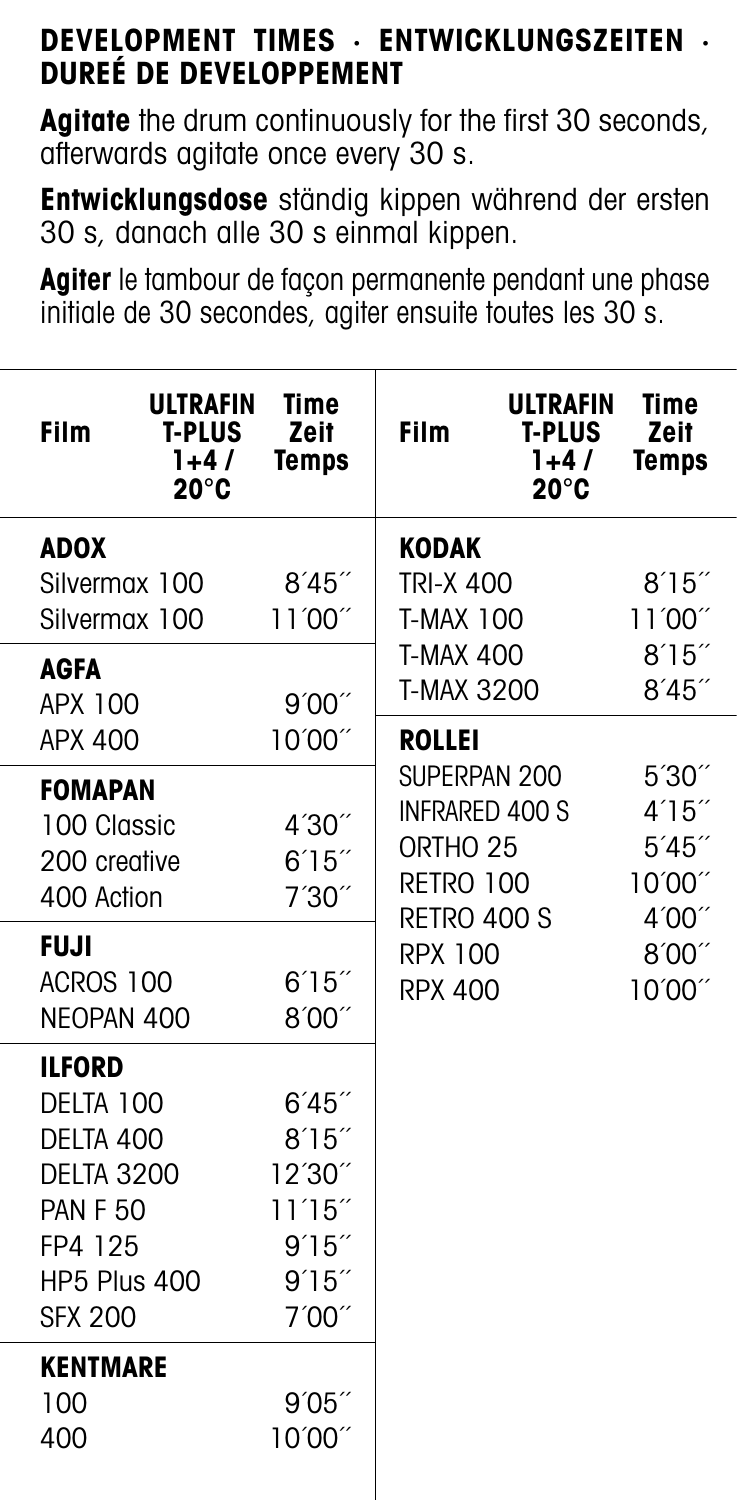## DEVELOPMENT TIMES · ENTWICKLUNGSZEITEN · DUREÉ DE DEVELOPPEMENT

**Agitate** the drum continuously for the first 30 seconds, afterwards agitate once every 30 s.

**Entwicklungsdose** ständig kippen während der ersten 30 s, danach alle 30 s einmal kippen.

**Agiter** le tambour de façon permanente pendant une phase initiale de 30 secondes, agiter ensuite toutes les 30 s.

| Film | ULTRAFIN T-PLUS 1+4 / 20°C Time Zeit Temps | Film | ULTRAFIN T-PLUS 1+4 / 20°C Time Zeit Temps |
|---|---|---|---|
| **ADOX** | | **KODAK** | |
| Silvermax 100 | 8´45´´ | TRI-X 400 | 8´15´´ |
| Silvermax 100 | 11´00´´ | T-MAX 100 | 11´00´´ |
| **AGFA** | | T-MAX 400 | 8´15´´ |
| APX 100 | 9´00´´ | T-MAX 3200 | 8´45´´ |
| APX 400 | 10´00´´ | **ROLLEI** | |
| **FOMAPAN** | | SUPERPAN 200 | 5´30´´ |
| 100 Classic | 4´30´´ | INFRARED 400 S | 4´15´´ |
| 200 creative | 6´15´´ | ORTHO 25 | 5´45´´ |
| 400 Action | 7´30´´ | RETRO 100 | 10´00´´ |
| **FUJI** | | RETRO 400 S | 4´00´´ |
| ACROS 100 | 6´15´´ | RPX 100 | 8´00´´ |
| NEOPAN 400 | 8´00´´ | RPX 400 | 10´00´´ |
| **ILFORD** | | | |
| DELTA 100 | 6´45´´ | | |
| DELTA 400 | 8´15´´ | | |
| DELTA 3200 | 12´30´´ | | |
| PAN F 50 | 11´15´´ | | |
| FP4 125 | 9´15´´ | | |
| HP5 Plus 400 | 9´15´´ | | |
| SFX 200 | 7´00´´ | | |
| **KENTMARE** | | | |
| 100 | 9´05´´ | | |
| 400 | 10´00´´ | | |